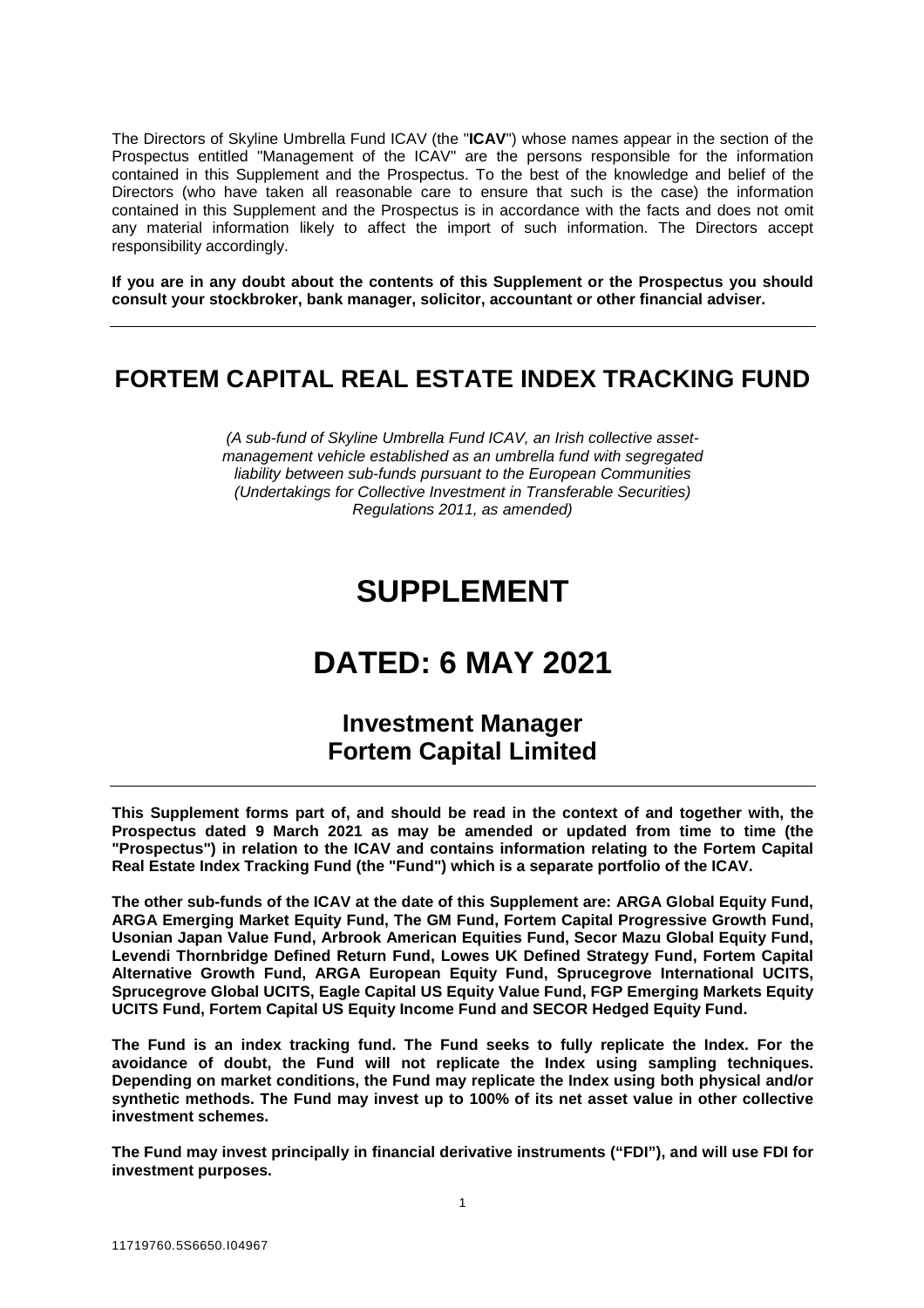The Directors of Skyline Umbrella Fund ICAV (the "**ICAV**") whose names appear in the section of the Prospectus entitled "Management of the ICAV" are the persons responsible for the information contained in this Supplement and the Prospectus. To the best of the knowledge and belief of the Directors (who have taken all reasonable care to ensure that such is the case) the information contained in this Supplement and the Prospectus is in accordance with the facts and does not omit any material information likely to affect the import of such information. The Directors accept responsibility accordingly.

**If you are in any doubt about the contents of this Supplement or the Prospectus you should consult your stockbroker, bank manager, solicitor, accountant or other financial adviser.**

---

# FORTEM CAPITAL REAL ESTATE INDEX TRACKING FUND

*(A sub-fund of Skyline Umbrella Fund ICAV, an Irish collective asset-management vehicle established as an umbrella fund with segregated liability between sub-funds pursuant to the European Communities (Undertakings for Collective Investment in Transferable Securities) Regulations 2011, as amended)*

# SUPPLEMENT

# DATED: 6 MAY 2021

## Investment Manager
## Fortem Capital Limited

---

**This Supplement forms part of, and should be read in the context of and together with, the Prospectus dated 9 March 2021 as may be amended or updated from time to time (the "Prospectus") in relation to the ICAV and contains information relating to the Fortem Capital Real Estate Index Tracking Fund (the "Fund") which is a separate portfolio of the ICAV.**

**The other sub-funds of the ICAV at the date of this Supplement are: ARGA Global Equity Fund, ARGA Emerging Market Equity Fund, The GM Fund, Fortem Capital Progressive Growth Fund, Usonian Japan Value Fund, Arbrook American Equities Fund, Secor Mazu Global Equity Fund, Levendi Thornbridge Defined Return Fund, Lowes UK Defined Strategy Fund, Fortem Capital Alternative Growth Fund, ARGA European Equity Fund, Sprucegrove International UCITS, Sprucegrove Global UCITS, Eagle Capital US Equity Value Fund, FGP Emerging Markets Equity UCITS Fund, Fortem Capital US Equity Income Fund and SECOR Hedged Equity Fund.**

**The Fund is an index tracking fund. The Fund seeks to fully replicate the Index. For the avoidance of doubt, the Fund will not replicate the Index using sampling techniques. Depending on market conditions, the Fund may replicate the Index using both physical and/or synthetic methods. The Fund may invest up to 100% of its net asset value in other collective investment schemes.**

**The Fund may invest principally in financial derivative instruments ("FDI"), and will use FDI for investment purposes.**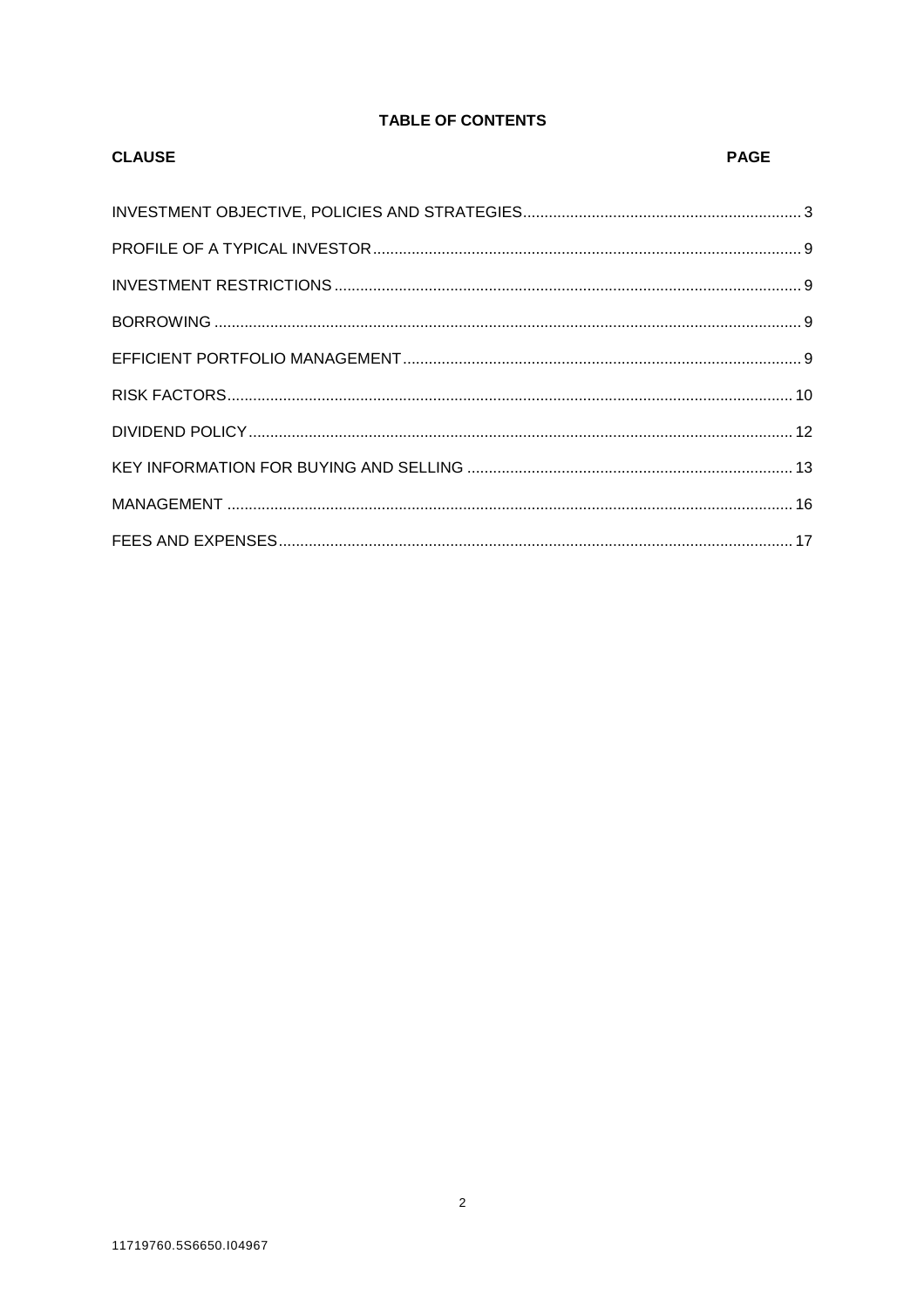## TABLE OF CONTENTS

| CLAUSE | PAGE |
| --- | --- |
| INVESTMENT OBJECTIVE, POLICIES AND STRATEGIES | 3 |
| PROFILE OF A TYPICAL INVESTOR | 9 |
| INVESTMENT RESTRICTIONS | 9 |
| BORROWING | 9 |
| EFFICIENT PORTFOLIO MANAGEMENT | 9 |
| RISK FACTORS | 10 |
| DIVIDEND POLICY | 12 |
| KEY INFORMATION FOR BUYING AND SELLING | 13 |
| MANAGEMENT | 16 |
| FEES AND EXPENSES | 17 |

11719760.5S6650.I04967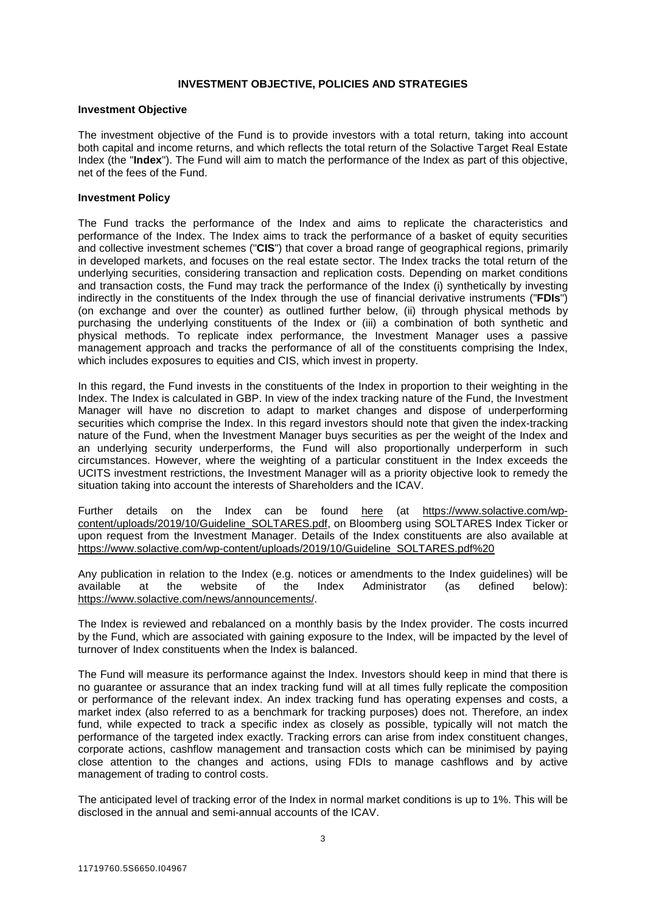## INVESTMENT OBJECTIVE, POLICIES AND STRATEGIES

### Investment Objective

The investment objective of the Fund is to provide investors with a total return, taking into account both capital and income returns, and which reflects the total return of the Solactive Target Real Estate Index (the "**Index**"). The Fund will aim to match the performance of the Index as part of this objective, net of the fees of the Fund.

### Investment Policy

The Fund tracks the performance of the Index and aims to replicate the characteristics and performance of the Index. The Index aims to track the performance of a basket of equity securities and collective investment schemes ("**CIS**") that cover a broad range of geographical regions, primarily in developed markets, and focuses on the real estate sector. The Index tracks the total return of the underlying securities, considering transaction and replication costs. Depending on market conditions and transaction costs, the Fund may track the performance of the Index (i) synthetically by investing indirectly in the constituents of the Index through the use of financial derivative instruments ("**FDIs**") (on exchange and over the counter) as outlined further below, (ii) through physical methods by purchasing the underlying constituents of the Index or (iii) a combination of both synthetic and physical methods. To replicate index performance, the Investment Manager uses a passive management approach and tracks the performance of all of the constituents comprising the Index, which includes exposures to equities and CIS, which invest in property.

In this regard, the Fund invests in the constituents of the Index in proportion to their weighting in the Index. The Index is calculated in GBP. In view of the index tracking nature of the Fund, the Investment Manager will have no discretion to adapt to market changes and dispose of underperforming securities which comprise the Index. In this regard investors should note that given the index-tracking nature of the Fund, when the Investment Manager buys securities as per the weight of the Index and an underlying security underperforms, the Fund will also proportionally underperform in such circumstances. However, where the weighting of a particular constituent in the Index exceeds the UCITS investment restrictions, the Investment Manager will as a priority objective look to remedy the situation taking into account the interests of Shareholders and the ICAV.

Further details on the Index can be found here (at https://www.solactive.com/wp-content/uploads/2019/10/Guideline_SOLTARES.pdf, on Bloomberg using SOLTARES Index Ticker or upon request from the Investment Manager. Details of the Index constituents are also available at https://www.solactive.com/wp-content/uploads/2019/10/Guideline_SOLTARES.pdf%20

Any publication in relation to the Index (e.g. notices or amendments to the Index guidelines) will be available at the website of the Index Administrator (as defined below): https://www.solactive.com/news/announcements/.

The Index is reviewed and rebalanced on a monthly basis by the Index provider. The costs incurred by the Fund, which are associated with gaining exposure to the Index, will be impacted by the level of turnover of Index constituents when the Index is balanced.

The Fund will measure its performance against the Index. Investors should keep in mind that there is no guarantee or assurance that an index tracking fund will at all times fully replicate the composition or performance of the relevant index. An index tracking fund has operating expenses and costs, a market index (also referred to as a benchmark for tracking purposes) does not. Therefore, an index fund, while expected to track a specific index as closely as possible, typically will not match the performance of the targeted index exactly. Tracking errors can arise from index constituent changes, corporate actions, cashflow management and transaction costs which can be minimised by paying close attention to the changes and actions, using FDIs to manage cashflows and by active management of trading to control costs.

The anticipated level of tracking error of the Index in normal market conditions is up to 1%. This will be disclosed in the annual and semi-annual accounts of the ICAV.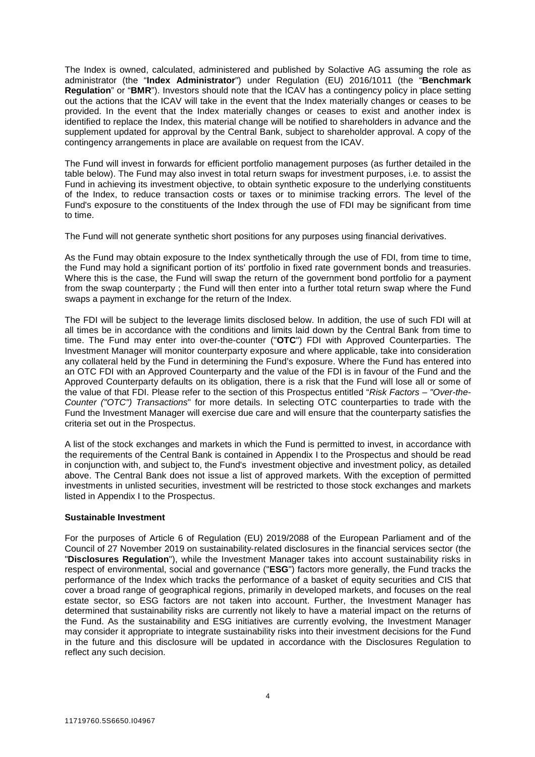The Index is owned, calculated, administered and published by Solactive AG assuming the role as administrator (the "**Index Administrator**") under Regulation (EU) 2016/1011 (the "**Benchmark Regulation**" or "**BMR**"). Investors should note that the ICAV has a contingency policy in place setting out the actions that the ICAV will take in the event that the Index materially changes or ceases to be provided. In the event that the Index materially changes or ceases to exist and another index is identified to replace the Index, this material change will be notified to shareholders in advance and the supplement updated for approval by the Central Bank, subject to shareholder approval. A copy of the contingency arrangements in place are available on request from the ICAV.

The Fund will invest in forwards for efficient portfolio management purposes (as further detailed in the table below). The Fund may also invest in total return swaps for investment purposes, i.e. to assist the Fund in achieving its investment objective, to obtain synthetic exposure to the underlying constituents of the Index, to reduce transaction costs or taxes or to minimise tracking errors. The level of the Fund's exposure to the constituents of the Index through the use of FDI may be significant from time to time.

The Fund will not generate synthetic short positions for any purposes using financial derivatives.

As the Fund may obtain exposure to the Index synthetically through the use of FDI, from time to time, the Fund may hold a significant portion of its' portfolio in fixed rate government bonds and treasuries. Where this is the case, the Fund will swap the return of the government bond portfolio for a payment from the swap counterparty ; the Fund will then enter into a further total return swap where the Fund swaps a payment in exchange for the return of the Index.

The FDI will be subject to the leverage limits disclosed below. In addition, the use of such FDI will at all times be in accordance with the conditions and limits laid down by the Central Bank from time to time. The Fund may enter into over-the-counter ("**OTC**") FDI with Approved Counterparties. The Investment Manager will monitor counterparty exposure and where applicable, take into consideration any collateral held by the Fund in determining the Fund's exposure. Where the Fund has entered into an OTC FDI with an Approved Counterparty and the value of the FDI is in favour of the Fund and the Approved Counterparty defaults on its obligation, there is a risk that the Fund will lose all or some of the value of that FDI. Please refer to the section of this Prospectus entitled "*Risk Factors – "Over-the-Counter ("OTC") Transactions*" for more details. In selecting OTC counterparties to trade with the Fund the Investment Manager will exercise due care and will ensure that the counterparty satisfies the criteria set out in the Prospectus.

A list of the stock exchanges and markets in which the Fund is permitted to invest, in accordance with the requirements of the Central Bank is contained in Appendix I to the Prospectus and should be read in conjunction with, and subject to, the Fund's investment objective and investment policy, as detailed above. The Central Bank does not issue a list of approved markets. With the exception of permitted investments in unlisted securities, investment will be restricted to those stock exchanges and markets listed in Appendix I to the Prospectus.

**Sustainable Investment**

For the purposes of Article 6 of Regulation (EU) 2019/2088 of the European Parliament and of the Council of 27 November 2019 on sustainability-related disclosures in the financial services sector (the "**Disclosures Regulation**"), while the Investment Manager takes into account sustainability risks in respect of environmental, social and governance ("**ESG**") factors more generally, the Fund tracks the performance of the Index which tracks the performance of a basket of equity securities and CIS that cover a broad range of geographical regions, primarily in developed markets, and focuses on the real estate sector, so ESG factors are not taken into account. Further, the Investment Manager has determined that sustainability risks are currently not likely to have a material impact on the returns of the Fund. As the sustainability and ESG initiatives are currently evolving, the Investment Manager may consider it appropriate to integrate sustainability risks into their investment decisions for the Fund in the future and this disclosure will be updated in accordance with the Disclosures Regulation to reflect any such decision.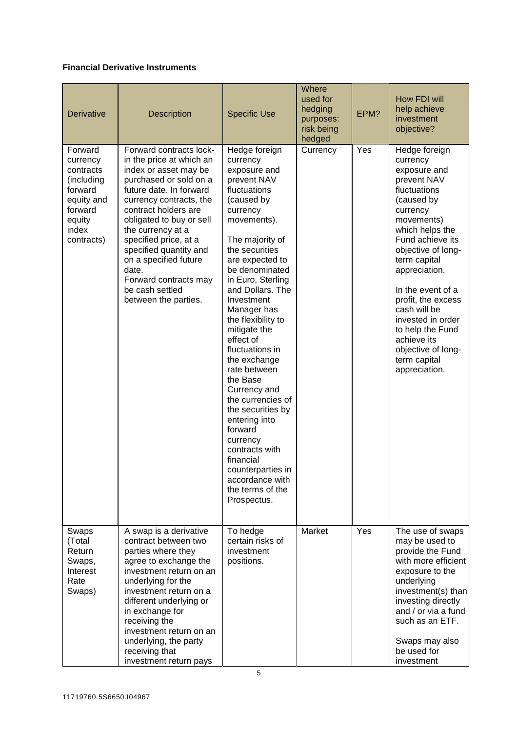**Financial Derivative Instruments**

| Derivative | Description | Specific Use | Where used for hedging purposes: risk being hedged | EPM? | How FDI will help achieve investment objective? |
|---|---|---|---|---|---|
| Forward currency contracts (including forward equity and forward equity index contracts) | Forward contracts lock-in the price at which an index or asset may be purchased or sold on a future date. In forward currency contracts, the contract holders are obligated to buy or sell the currency at a specified price, at a specified quantity and on a specified future date. Forward contracts may be cash settled between the parties. | Hedge foreign currency exposure and prevent NAV fluctuations (caused by currency movements).<br><br>The majority of the securities are expected to be denominated in Euro, Sterling and Dollars. The Investment Manager has the flexibility to mitigate the effect of fluctuations in the exchange rate between the Base Currency and the currencies of the securities by entering into forward currency contracts with financial counterparties in accordance with the terms of the Prospectus. | Currency | Yes | Hedge foreign currency exposure and prevent NAV fluctuations (caused by currency movements) which helps the Fund achieve its objective of long-term capital appreciation.<br><br>In the event of a profit, the excess cash will be invested in order to help the Fund achieve its objective of long-term capital appreciation. |
| Swaps (Total Return Swaps, Interest Rate Swaps) | A swap is a derivative contract between two parties where they agree to exchange the investment return on an underlying for the investment return on a different underlying or in exchange for receiving the investment return on an underlying, the party receiving that investment return pays | To hedge certain risks of investment positions. | Market | Yes | The use of swaps may be used to provide the Fund with more efficient exposure to the underlying investment(s) than investing directly and / or via a fund such as an ETF.<br><br>Swaps may also be used for investment |

11719760.5S6650.I04967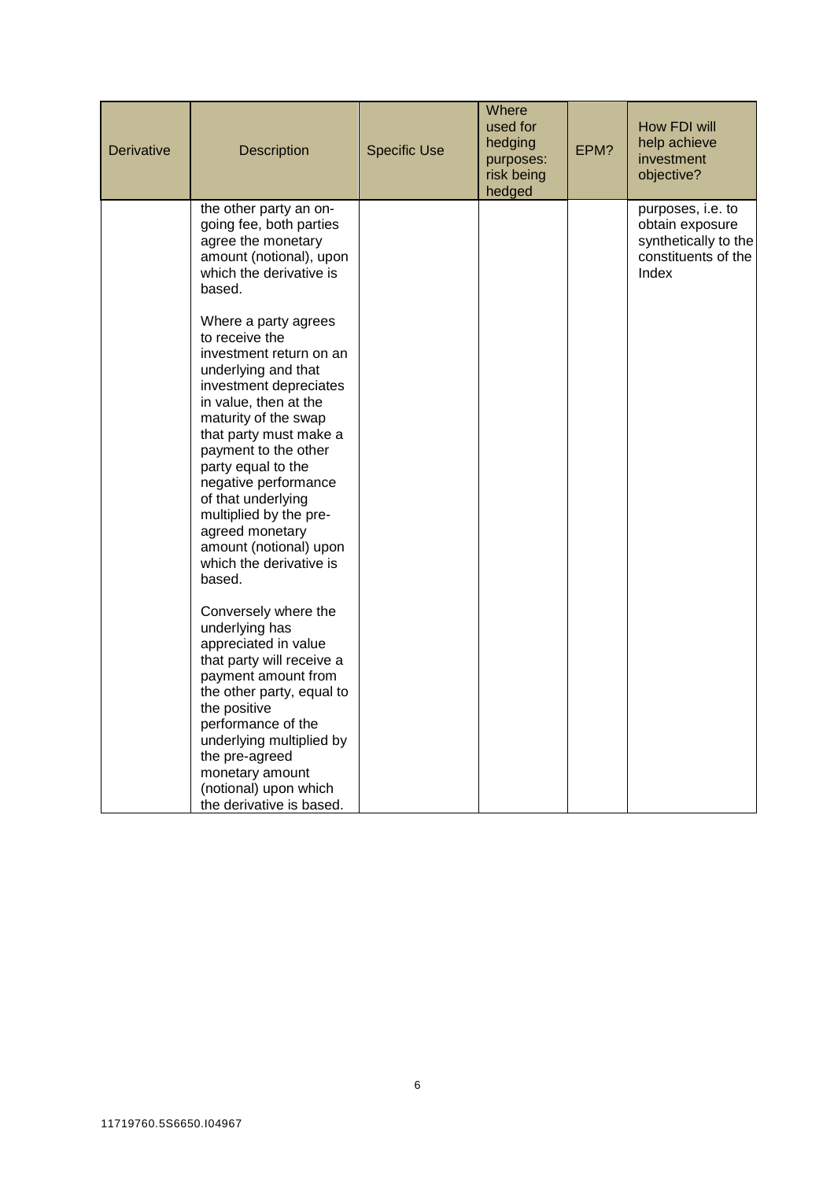| Derivative | Description | Specific Use | Where used for hedging purposes: risk being hedged | EPM? | How FDI will help achieve investment objective? |
|---|---|---|---|---|---|
| | the other party an on-going fee, both parties agree the monetary amount (notional), upon which the derivative is based.<br><br>Where a party agrees to receive the investment return on an underlying and that investment depreciates in value, then at the maturity of the swap that party must make a payment to the other party equal to the negative performance of that underlying multiplied by the pre-agreed monetary amount (notional) upon which the derivative is based.<br><br>Conversely where the underlying has appreciated in value that party will receive a payment amount from the other party, equal to the positive performance of the underlying multiplied by the pre-agreed monetary amount (notional) upon which the derivative is based. | | | | purposes, i.e. to obtain exposure synthetically to the constituents of the Index |

11719760.5S6650.I04967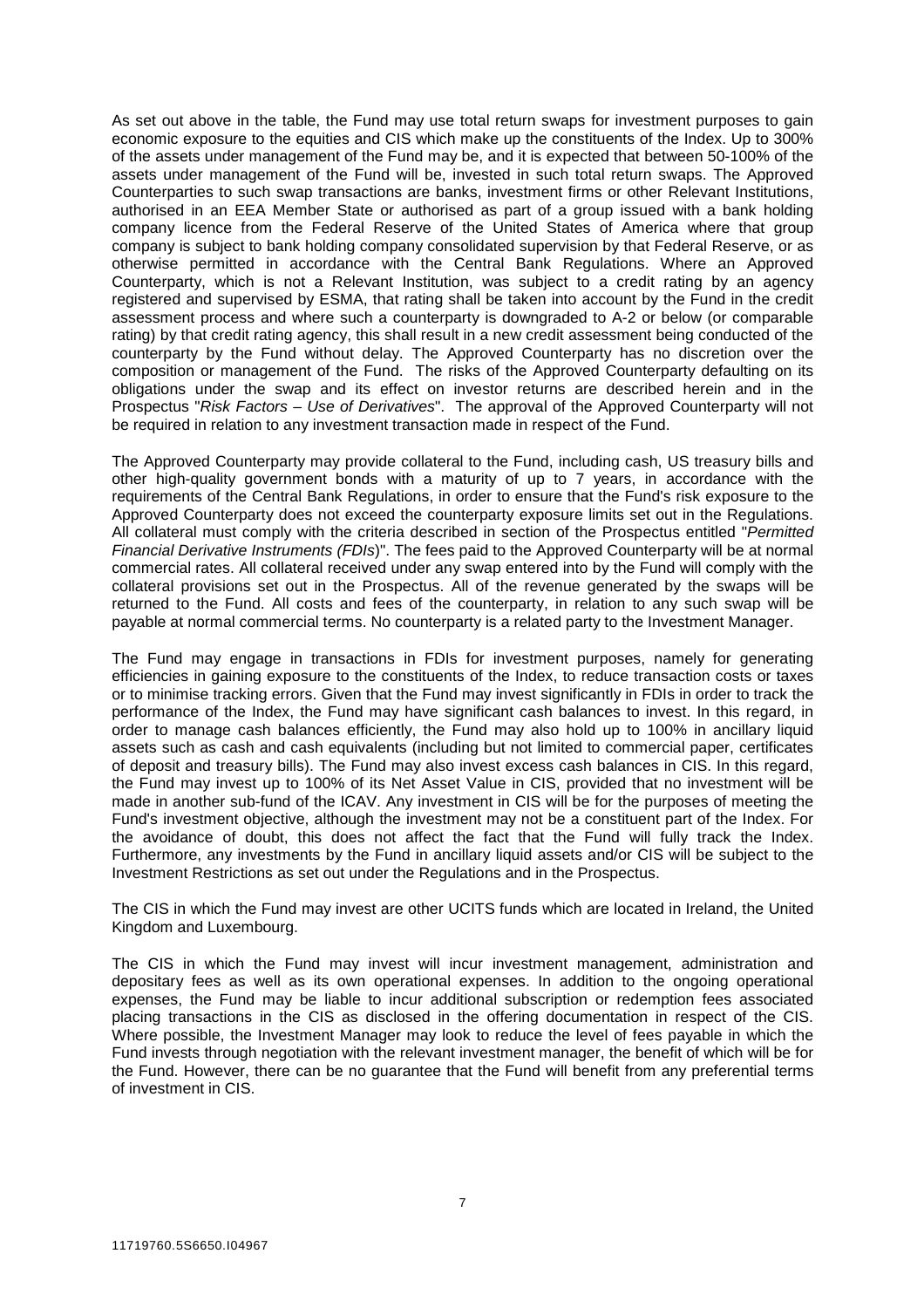As set out above in the table, the Fund may use total return swaps for investment purposes to gain economic exposure to the equities and CIS which make up the constituents of the Index. Up to 300% of the assets under management of the Fund may be, and it is expected that between 50-100% of the assets under management of the Fund will be, invested in such total return swaps. The Approved Counterparties to such swap transactions are banks, investment firms or other Relevant Institutions, authorised in an EEA Member State or authorised as part of a group issued with a bank holding company licence from the Federal Reserve of the United States of America where that group company is subject to bank holding company consolidated supervision by that Federal Reserve, or as otherwise permitted in accordance with the Central Bank Regulations. Where an Approved Counterparty, which is not a Relevant Institution, was subject to a credit rating by an agency registered and supervised by ESMA, that rating shall be taken into account by the Fund in the credit assessment process and where such a counterparty is downgraded to A-2 or below (or comparable rating) by that credit rating agency, this shall result in a new credit assessment being conducted of the counterparty by the Fund without delay. The Approved Counterparty has no discretion over the composition or management of the Fund. The risks of the Approved Counterparty defaulting on its obligations under the swap and its effect on investor returns are described herein and in the Prospectus "*Risk Factors – Use of Derivatives*". The approval of the Approved Counterparty will not be required in relation to any investment transaction made in respect of the Fund.

The Approved Counterparty may provide collateral to the Fund, including cash, US treasury bills and other high-quality government bonds with a maturity of up to 7 years, in accordance with the requirements of the Central Bank Regulations, in order to ensure that the Fund's risk exposure to the Approved Counterparty does not exceed the counterparty exposure limits set out in the Regulations. All collateral must comply with the criteria described in section of the Prospectus entitled "*Permitted Financial Derivative Instruments (FDIs)*". The fees paid to the Approved Counterparty will be at normal commercial rates. All collateral received under any swap entered into by the Fund will comply with the collateral provisions set out in the Prospectus. All of the revenue generated by the swaps will be returned to the Fund. All costs and fees of the counterparty, in relation to any such swap will be payable at normal commercial terms. No counterparty is a related party to the Investment Manager.

The Fund may engage in transactions in FDIs for investment purposes, namely for generating efficiencies in gaining exposure to the constituents of the Index, to reduce transaction costs or taxes or to minimise tracking errors. Given that the Fund may invest significantly in FDIs in order to track the performance of the Index, the Fund may have significant cash balances to invest. In this regard, in order to manage cash balances efficiently, the Fund may also hold up to 100% in ancillary liquid assets such as cash and cash equivalents (including but not limited to commercial paper, certificates of deposit and treasury bills). The Fund may also invest excess cash balances in CIS. In this regard, the Fund may invest up to 100% of its Net Asset Value in CIS, provided that no investment will be made in another sub-fund of the ICAV. Any investment in CIS will be for the purposes of meeting the Fund's investment objective, although the investment may not be a constituent part of the Index. For the avoidance of doubt, this does not affect the fact that the Fund will fully track the Index. Furthermore, any investments by the Fund in ancillary liquid assets and/or CIS will be subject to the Investment Restrictions as set out under the Regulations and in the Prospectus.

The CIS in which the Fund may invest are other UCITS funds which are located in Ireland, the United Kingdom and Luxembourg.

The CIS in which the Fund may invest will incur investment management, administration and depositary fees as well as its own operational expenses. In addition to the ongoing operational expenses, the Fund may be liable to incur additional subscription or redemption fees associated placing transactions in the CIS as disclosed in the offering documentation in respect of the CIS. Where possible, the Investment Manager may look to reduce the level of fees payable in which the Fund invests through negotiation with the relevant investment manager, the benefit of which will be for the Fund. However, there can be no guarantee that the Fund will benefit from any preferential terms of investment in CIS.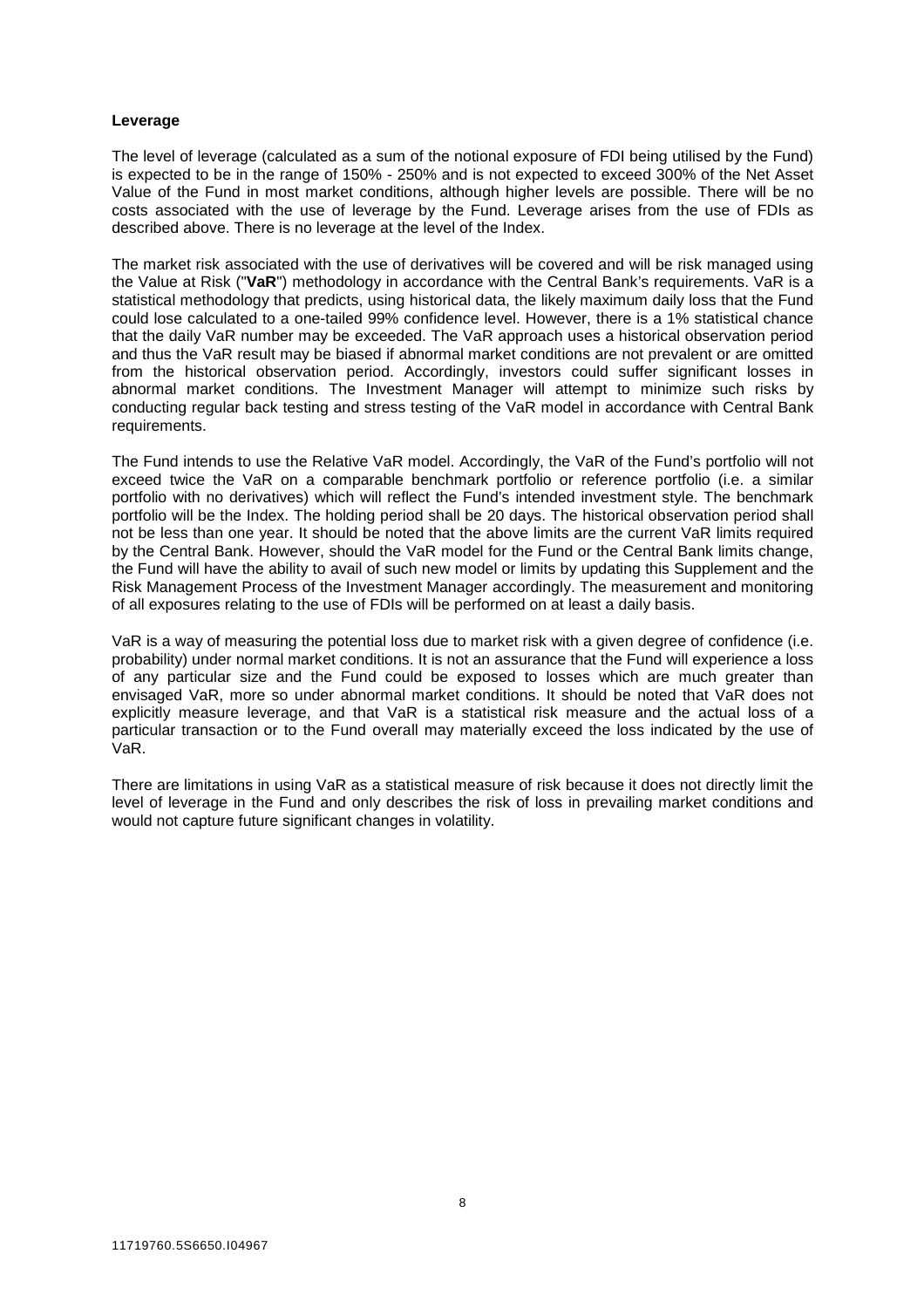**Leverage**

The level of leverage (calculated as a sum of the notional exposure of FDI being utilised by the Fund) is expected to be in the range of 150% - 250% and is not expected to exceed 300% of the Net Asset Value of the Fund in most market conditions, although higher levels are possible. There will be no costs associated with the use of leverage by the Fund. Leverage arises from the use of FDIs as described above. There is no leverage at the level of the Index.

The market risk associated with the use of derivatives will be covered and will be risk managed using the Value at Risk ("**VaR**") methodology in accordance with the Central Bank's requirements. VaR is a statistical methodology that predicts, using historical data, the likely maximum daily loss that the Fund could lose calculated to a one-tailed 99% confidence level. However, there is a 1% statistical chance that the daily VaR number may be exceeded. The VaR approach uses a historical observation period and thus the VaR result may be biased if abnormal market conditions are not prevalent or are omitted from the historical observation period. Accordingly, investors could suffer significant losses in abnormal market conditions. The Investment Manager will attempt to minimize such risks by conducting regular back testing and stress testing of the VaR model in accordance with Central Bank requirements.

The Fund intends to use the Relative VaR model. Accordingly, the VaR of the Fund's portfolio will not exceed twice the VaR on a comparable benchmark portfolio or reference portfolio (i.e. a similar portfolio with no derivatives) which will reflect the Fund's intended investment style. The benchmark portfolio will be the Index. The holding period shall be 20 days. The historical observation period shall not be less than one year. It should be noted that the above limits are the current VaR limits required by the Central Bank. However, should the VaR model for the Fund or the Central Bank limits change, the Fund will have the ability to avail of such new model or limits by updating this Supplement and the Risk Management Process of the Investment Manager accordingly. The measurement and monitoring of all exposures relating to the use of FDIs will be performed on at least a daily basis.

VaR is a way of measuring the potential loss due to market risk with a given degree of confidence (i.e. probability) under normal market conditions. It is not an assurance that the Fund will experience a loss of any particular size and the Fund could be exposed to losses which are much greater than envisaged VaR, more so under abnormal market conditions. It should be noted that VaR does not explicitly measure leverage, and that VaR is a statistical risk measure and the actual loss of a particular transaction or to the Fund overall may materially exceed the loss indicated by the use of VaR.

There are limitations in using VaR as a statistical measure of risk because it does not directly limit the level of leverage in the Fund and only describes the risk of loss in prevailing market conditions and would not capture future significant changes in volatility.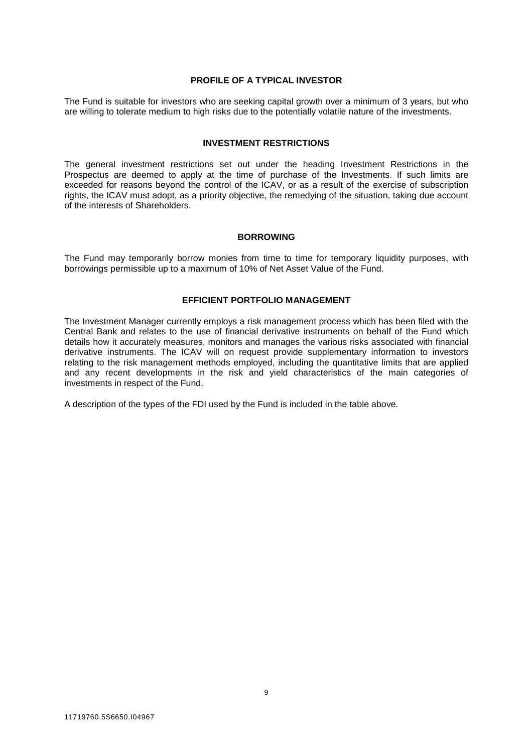## PROFILE OF A TYPICAL INVESTOR

The Fund is suitable for investors who are seeking capital growth over a minimum of 3 years, but who are willing to tolerate medium to high risks due to the potentially volatile nature of the investments.

## INVESTMENT RESTRICTIONS

The general investment restrictions set out under the heading Investment Restrictions in the Prospectus are deemed to apply at the time of purchase of the Investments. If such limits are exceeded for reasons beyond the control of the ICAV, or as a result of the exercise of subscription rights, the ICAV must adopt, as a priority objective, the remedying of the situation, taking due account of the interests of Shareholders.

## BORROWING

The Fund may temporarily borrow monies from time to time for temporary liquidity purposes, with borrowings permissible up to a maximum of 10% of Net Asset Value of the Fund.

## EFFICIENT PORTFOLIO MANAGEMENT

The Investment Manager currently employs a risk management process which has been filed with the Central Bank and relates to the use of financial derivative instruments on behalf of the Fund which details how it accurately measures, monitors and manages the various risks associated with financial derivative instruments. The ICAV will on request provide supplementary information to investors relating to the risk management methods employed, including the quantitative limits that are applied and any recent developments in the risk and yield characteristics of the main categories of investments in respect of the Fund.

A description of the types of the FDI used by the Fund is included in the table above.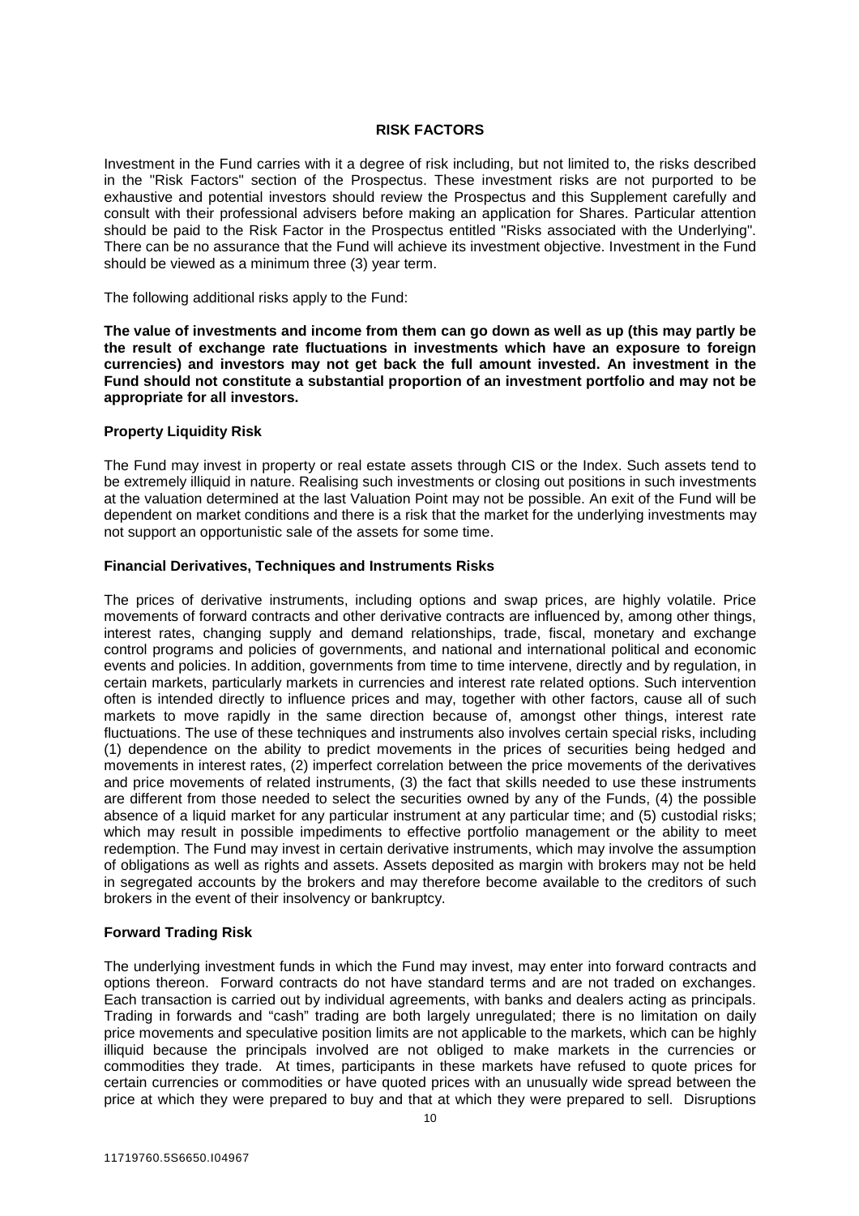## RISK FACTORS

Investment in the Fund carries with it a degree of risk including, but not limited to, the risks described in the "Risk Factors" section of the Prospectus. These investment risks are not purported to be exhaustive and potential investors should review the Prospectus and this Supplement carefully and consult with their professional advisers before making an application for Shares. Particular attention should be paid to the Risk Factor in the Prospectus entitled "Risks associated with the Underlying". There can be no assurance that the Fund will achieve its investment objective. Investment in the Fund should be viewed as a minimum three (3) year term.

The following additional risks apply to the Fund:

**The value of investments and income from them can go down as well as up (this may partly be the result of exchange rate fluctuations in investments which have an exposure to foreign currencies) and investors may not get back the full amount invested. An investment in the Fund should not constitute a substantial proportion of an investment portfolio and may not be appropriate for all investors.**

### Property Liquidity Risk

The Fund may invest in property or real estate assets through CIS or the Index. Such assets tend to be extremely illiquid in nature. Realising such investments or closing out positions in such investments at the valuation determined at the last Valuation Point may not be possible. An exit of the Fund will be dependent on market conditions and there is a risk that the market for the underlying investments may not support an opportunistic sale of the assets for some time.

### Financial Derivatives, Techniques and Instruments Risks

The prices of derivative instruments, including options and swap prices, are highly volatile. Price movements of forward contracts and other derivative contracts are influenced by, among other things, interest rates, changing supply and demand relationships, trade, fiscal, monetary and exchange control programs and policies of governments, and national and international political and economic events and policies. In addition, governments from time to time intervene, directly and by regulation, in certain markets, particularly markets in currencies and interest rate related options. Such intervention often is intended directly to influence prices and may, together with other factors, cause all of such markets to move rapidly in the same direction because of, amongst other things, interest rate fluctuations. The use of these techniques and instruments also involves certain special risks, including (1) dependence on the ability to predict movements in the prices of securities being hedged and movements in interest rates, (2) imperfect correlation between the price movements of the derivatives and price movements of related instruments, (3) the fact that skills needed to use these instruments are different from those needed to select the securities owned by any of the Funds, (4) the possible absence of a liquid market for any particular instrument at any particular time; and (5) custodial risks; which may result in possible impediments to effective portfolio management or the ability to meet redemption. The Fund may invest in certain derivative instruments, which may involve the assumption of obligations as well as rights and assets. Assets deposited as margin with brokers may not be held in segregated accounts by the brokers and may therefore become available to the creditors of such brokers in the event of their insolvency or bankruptcy.

### Forward Trading Risk

The underlying investment funds in which the Fund may invest, may enter into forward contracts and options thereon. Forward contracts do not have standard terms and are not traded on exchanges. Each transaction is carried out by individual agreements, with banks and dealers acting as principals. Trading in forwards and "cash" trading are both largely unregulated; there is no limitation on daily price movements and speculative position limits are not applicable to the markets, which can be highly illiquid because the principals involved are not obliged to make markets in the currencies or commodities they trade. At times, participants in these markets have refused to quote prices for certain currencies or commodities or have quoted prices with an unusually wide spread between the price at which they were prepared to buy and that at which they were prepared to sell. Disruptions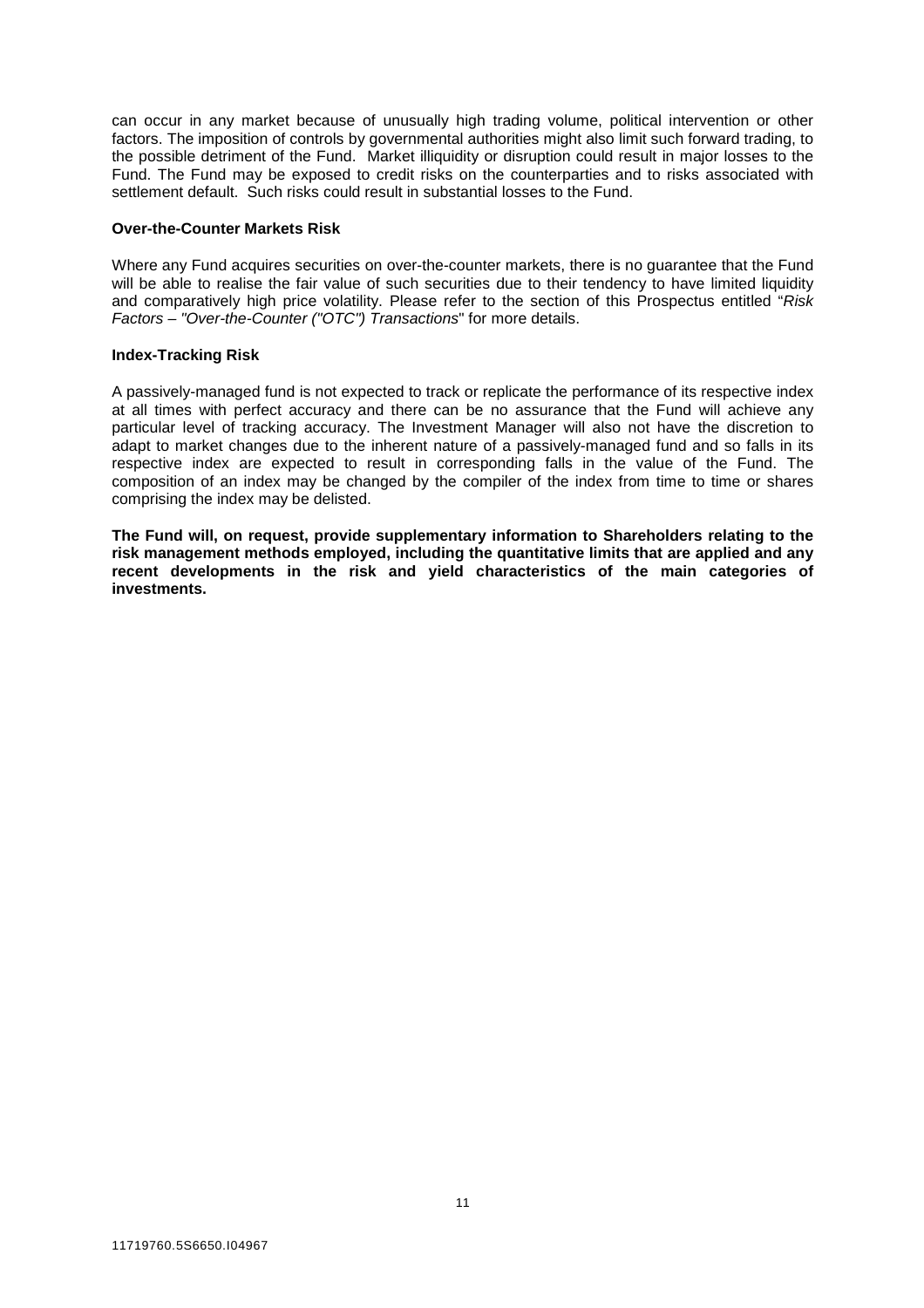can occur in any market because of unusually high trading volume, political intervention or other factors. The imposition of controls by governmental authorities might also limit such forward trading, to the possible detriment of the Fund. Market illiquidity or disruption could result in major losses to the Fund. The Fund may be exposed to credit risks on the counterparties and to risks associated with settlement default. Such risks could result in substantial losses to the Fund.

**Over-the-Counter Markets Risk**

Where any Fund acquires securities on over-the-counter markets, there is no guarantee that the Fund will be able to realise the fair value of such securities due to their tendency to have limited liquidity and comparatively high price volatility. Please refer to the section of this Prospectus entitled "*Risk Factors – "Over-the-Counter ("OTC") Transactions*" for more details.

**Index-Tracking Risk**

A passively-managed fund is not expected to track or replicate the performance of its respective index at all times with perfect accuracy and there can be no assurance that the Fund will achieve any particular level of tracking accuracy. The Investment Manager will also not have the discretion to adapt to market changes due to the inherent nature of a passively-managed fund and so falls in its respective index are expected to result in corresponding falls in the value of the Fund. The composition of an index may be changed by the compiler of the index from time to time or shares comprising the index may be delisted.

**The Fund will, on request, provide supplementary information to Shareholders relating to the risk management methods employed, including the quantitative limits that are applied and any recent developments in the risk and yield characteristics of the main categories of investments.**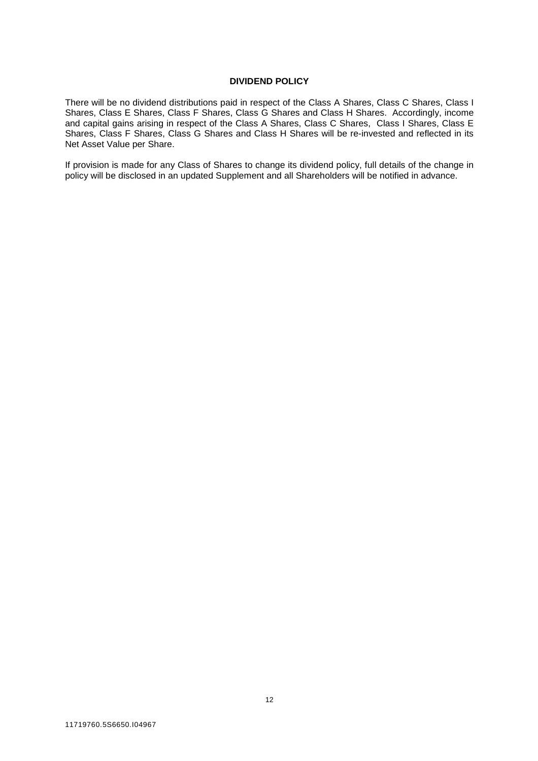## DIVIDEND POLICY

There will be no dividend distributions paid in respect of the Class A Shares, Class C Shares, Class I Shares, Class E Shares, Class F Shares, Class G Shares and Class H Shares. Accordingly, income and capital gains arising in respect of the Class A Shares, Class C Shares, Class I Shares, Class E Shares, Class F Shares, Class G Shares and Class H Shares will be re-invested and reflected in its Net Asset Value per Share.

If provision is made for any Class of Shares to change its dividend policy, full details of the change in policy will be disclosed in an updated Supplement and all Shareholders will be notified in advance.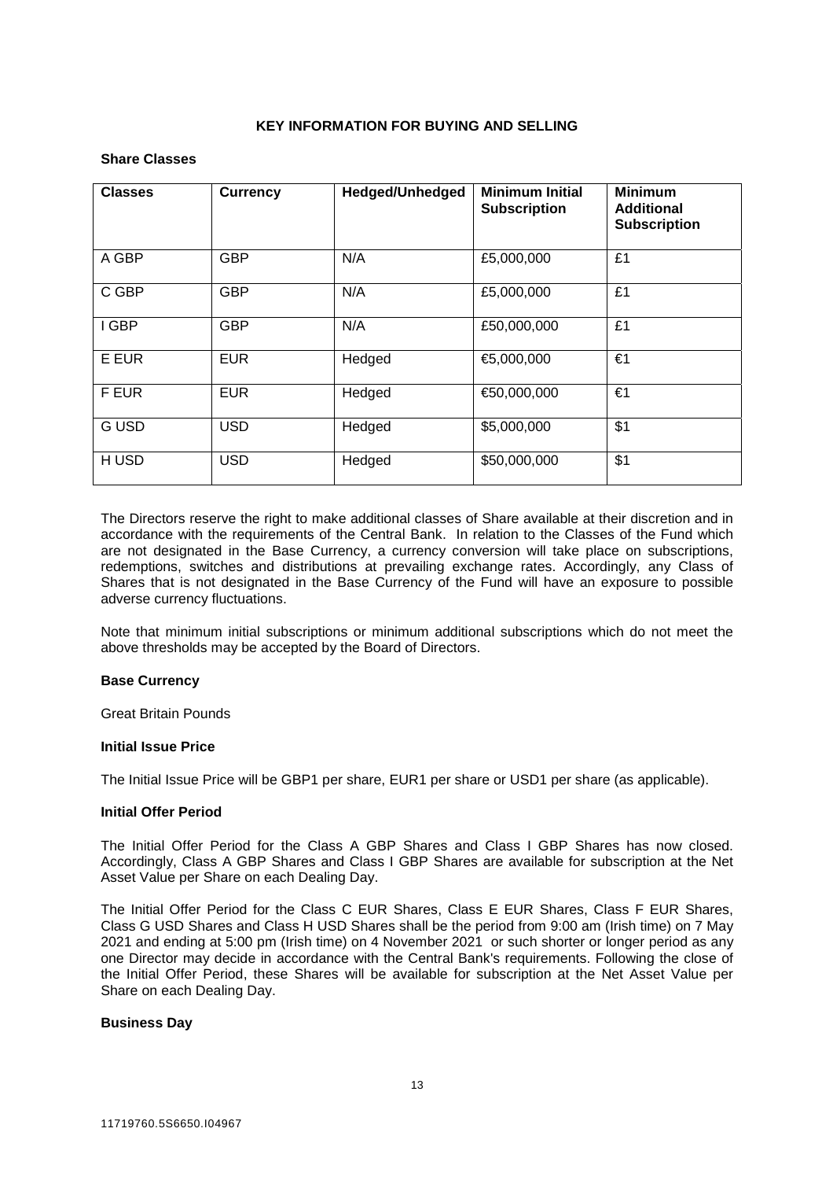**KEY INFORMATION FOR BUYING AND SELLING**

**Share Classes**

| Classes | Currency | Hedged/Unhedged | Minimum Initial Subscription | Minimum Additional Subscription |
|---|---|---|---|---|
| A GBP | GBP | N/A | £5,000,000 | £1 |
| C GBP | GBP | N/A | £5,000,000 | £1 |
| I GBP | GBP | N/A | £50,000,000 | £1 |
| E EUR | EUR | Hedged | €5,000,000 | €1 |
| F EUR | EUR | Hedged | €50,000,000 | €1 |
| G USD | USD | Hedged | $5,000,000 | $1 |
| H USD | USD | Hedged | $50,000,000 | $1 |

The Directors reserve the right to make additional classes of Share available at their discretion and in accordance with the requirements of the Central Bank. In relation to the Classes of the Fund which are not designated in the Base Currency, a currency conversion will take place on subscriptions, redemptions, switches and distributions at prevailing exchange rates. Accordingly, any Class of Shares that is not designated in the Base Currency of the Fund will have an exposure to possible adverse currency fluctuations.

Note that minimum initial subscriptions or minimum additional subscriptions which do not meet the above thresholds may be accepted by the Board of Directors.

**Base Currency**

Great Britain Pounds

**Initial Issue Price**

The Initial Issue Price will be GBP1 per share, EUR1 per share or USD1 per share (as applicable).

**Initial Offer Period**

The Initial Offer Period for the Class A GBP Shares and Class I GBP Shares has now closed. Accordingly, Class A GBP Shares and Class I GBP Shares are available for subscription at the Net Asset Value per Share on each Dealing Day.

The Initial Offer Period for the Class C EUR Shares, Class E EUR Shares, Class F EUR Shares, Class G USD Shares and Class H USD Shares shall be the period from 9:00 am (Irish time) on 7 May 2021 and ending at 5:00 pm (Irish time) on 4 November 2021 or such shorter or longer period as any one Director may decide in accordance with the Central Bank's requirements. Following the close of the Initial Offer Period, these Shares will be available for subscription at the Net Asset Value per Share on each Dealing Day.

**Business Day**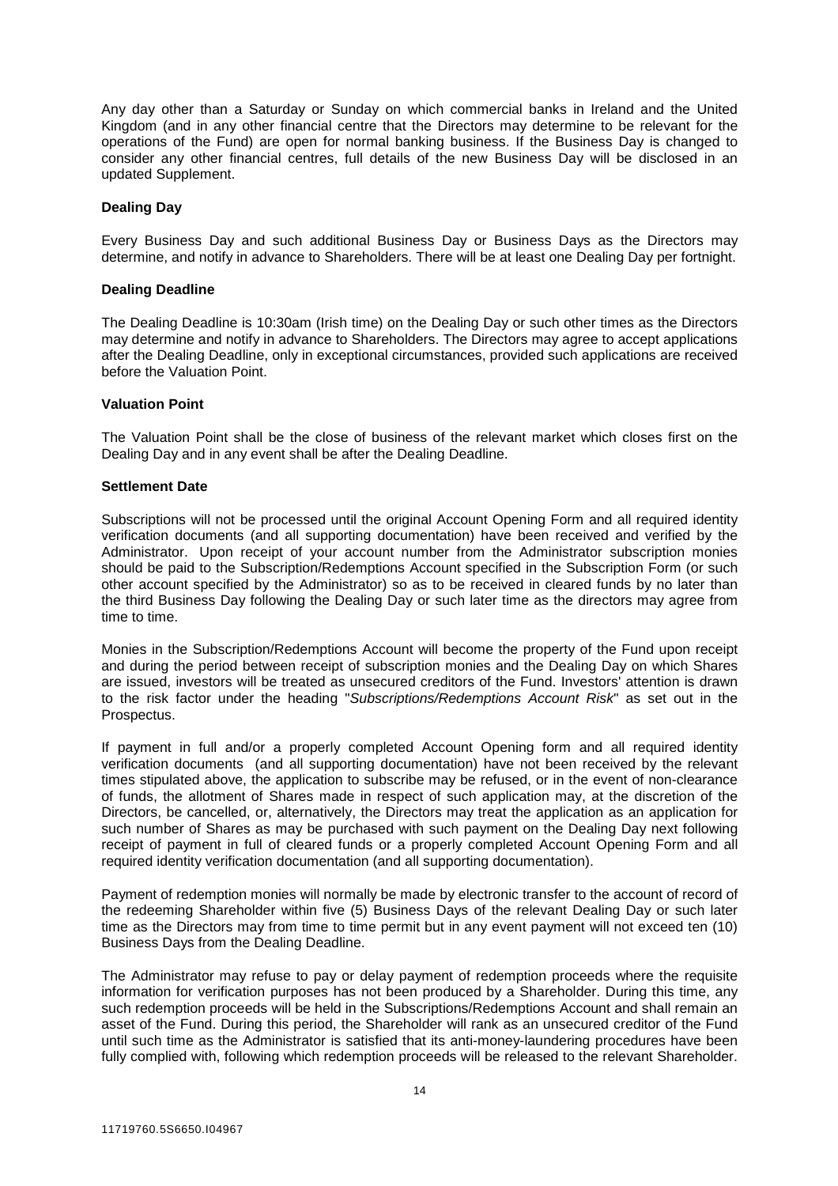Any day other than a Saturday or Sunday on which commercial banks in Ireland and the United Kingdom (and in any other financial centre that the Directors may determine to be relevant for the operations of the Fund) are open for normal banking business. If the Business Day is changed to consider any other financial centres, full details of the new Business Day will be disclosed in an updated Supplement.

**Dealing Day**

Every Business Day and such additional Business Day or Business Days as the Directors may determine, and notify in advance to Shareholders. There will be at least one Dealing Day per fortnight.

**Dealing Deadline**

The Dealing Deadline is 10:30am (Irish time) on the Dealing Day or such other times as the Directors may determine and notify in advance to Shareholders. The Directors may agree to accept applications after the Dealing Deadline, only in exceptional circumstances, provided such applications are received before the Valuation Point.

**Valuation Point**

The Valuation Point shall be the close of business of the relevant market which closes first on the Dealing Day and in any event shall be after the Dealing Deadline.

**Settlement Date**

Subscriptions will not be processed until the original Account Opening Form and all required identity verification documents (and all supporting documentation) have been received and verified by the Administrator. Upon receipt of your account number from the Administrator subscription monies should be paid to the Subscription/Redemptions Account specified in the Subscription Form (or such other account specified by the Administrator) so as to be received in cleared funds by no later than the third Business Day following the Dealing Day or such later time as the directors may agree from time to time.

Monies in the Subscription/Redemptions Account will become the property of the Fund upon receipt and during the period between receipt of subscription monies and the Dealing Day on which Shares are issued, investors will be treated as unsecured creditors of the Fund. Investors' attention is drawn to the risk factor under the heading "*Subscriptions/Redemptions Account Risk*" as set out in the Prospectus.

If payment in full and/or a properly completed Account Opening form and all required identity verification documents (and all supporting documentation) have not been received by the relevant times stipulated above, the application to subscribe may be refused, or in the event of non-clearance of funds, the allotment of Shares made in respect of such application may, at the discretion of the Directors, be cancelled, or, alternatively, the Directors may treat the application as an application for such number of Shares as may be purchased with such payment on the Dealing Day next following receipt of payment in full of cleared funds or a properly completed Account Opening Form and all required identity verification documentation (and all supporting documentation).

Payment of redemption monies will normally be made by electronic transfer to the account of record of the redeeming Shareholder within five (5) Business Days of the relevant Dealing Day or such later time as the Directors may from time to time permit but in any event payment will not exceed ten (10) Business Days from the Dealing Deadline.

The Administrator may refuse to pay or delay payment of redemption proceeds where the requisite information for verification purposes has not been produced by a Shareholder. During this time, any such redemption proceeds will be held in the Subscriptions/Redemptions Account and shall remain an asset of the Fund. During this period, the Shareholder will rank as an unsecured creditor of the Fund until such time as the Administrator is satisfied that its anti-money-laundering procedures have been fully complied with, following which redemption proceeds will be released to the relevant Shareholder.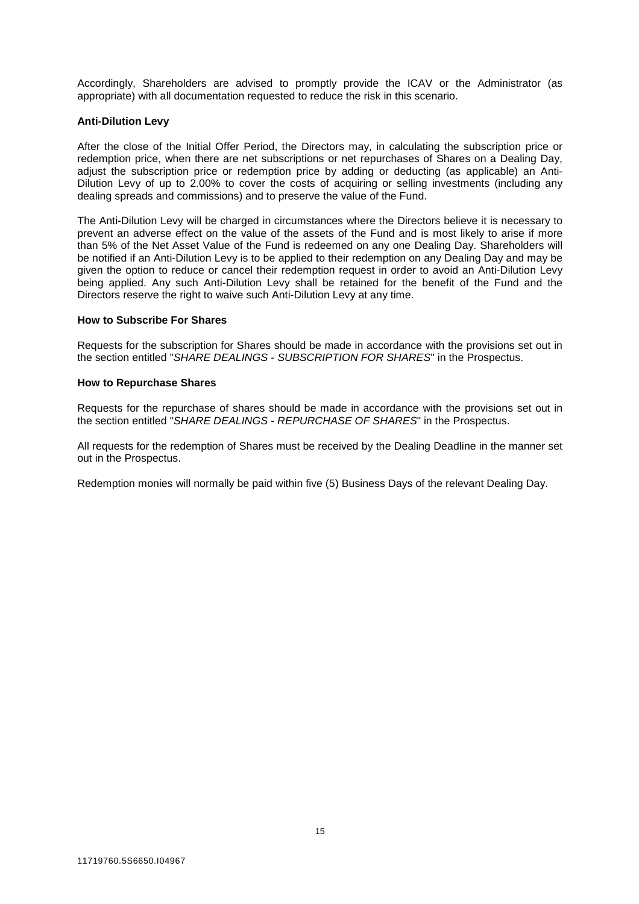Accordingly, Shareholders are advised to promptly provide the ICAV or the Administrator (as appropriate) with all documentation requested to reduce the risk in this scenario.

**Anti-Dilution Levy**

After the close of the Initial Offer Period, the Directors may, in calculating the subscription price or redemption price, when there are net subscriptions or net repurchases of Shares on a Dealing Day, adjust the subscription price or redemption price by adding or deducting (as applicable) an Anti-Dilution Levy of up to 2.00% to cover the costs of acquiring or selling investments (including any dealing spreads and commissions) and to preserve the value of the Fund.

The Anti-Dilution Levy will be charged in circumstances where the Directors believe it is necessary to prevent an adverse effect on the value of the assets of the Fund and is most likely to arise if more than 5% of the Net Asset Value of the Fund is redeemed on any one Dealing Day. Shareholders will be notified if an Anti-Dilution Levy is to be applied to their redemption on any Dealing Day and may be given the option to reduce or cancel their redemption request in order to avoid an Anti-Dilution Levy being applied. Any such Anti-Dilution Levy shall be retained for the benefit of the Fund and the Directors reserve the right to waive such Anti-Dilution Levy at any time.

**How to Subscribe For Shares**

Requests for the subscription for Shares should be made in accordance with the provisions set out in the section entitled "*SHARE DEALINGS - SUBSCRIPTION FOR SHARES*" in the Prospectus.

**How to Repurchase Shares**

Requests for the repurchase of shares should be made in accordance with the provisions set out in the section entitled "*SHARE DEALINGS - REPURCHASE OF SHARES*" in the Prospectus.

All requests for the redemption of Shares must be received by the Dealing Deadline in the manner set out in the Prospectus.

Redemption monies will normally be paid within five (5) Business Days of the relevant Dealing Day.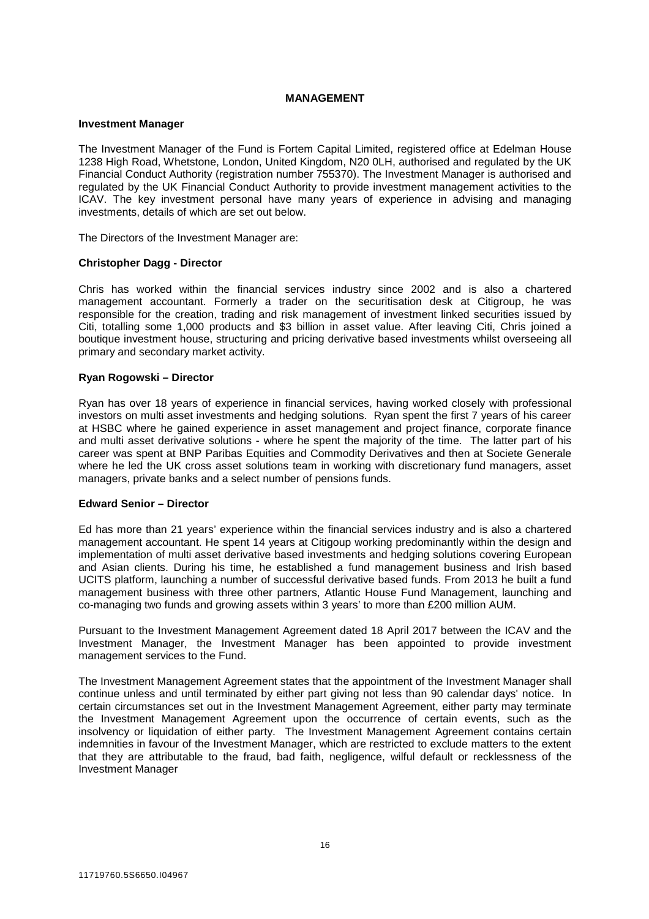## MANAGEMENT

### Investment Manager

The Investment Manager of the Fund is Fortem Capital Limited, registered office at Edelman House 1238 High Road, Whetstone, London, United Kingdom, N20 0LH, authorised and regulated by the UK Financial Conduct Authority (registration number 755370). The Investment Manager is authorised and regulated by the UK Financial Conduct Authority to provide investment management activities to the ICAV. The key investment personal have many years of experience in advising and managing investments, details of which are set out below.

The Directors of the Investment Manager are:

**Christopher Dagg - Director**

Chris has worked within the financial services industry since 2002 and is also a chartered management accountant. Formerly a trader on the securitisation desk at Citigroup, he was responsible for the creation, trading and risk management of investment linked securities issued by Citi, totalling some 1,000 products and $3 billion in asset value. After leaving Citi, Chris joined a boutique investment house, structuring and pricing derivative based investments whilst overseeing all primary and secondary market activity.

**Ryan Rogowski – Director**

Ryan has over 18 years of experience in financial services, having worked closely with professional investors on multi asset investments and hedging solutions. Ryan spent the first 7 years of his career at HSBC where he gained experience in asset management and project finance, corporate finance and multi asset derivative solutions - where he spent the majority of the time. The latter part of his career was spent at BNP Paribas Equities and Commodity Derivatives and then at Societe Generale where he led the UK cross asset solutions team in working with discretionary fund managers, asset managers, private banks and a select number of pensions funds.

**Edward Senior – Director**

Ed has more than 21 years' experience within the financial services industry and is also a chartered management accountant. He spent 14 years at Citigoup working predominantly within the design and implementation of multi asset derivative based investments and hedging solutions covering European and Asian clients. During his time, he established a fund management business and Irish based UCITS platform, launching a number of successful derivative based funds. From 2013 he built a fund management business with three other partners, Atlantic House Fund Management, launching and co-managing two funds and growing assets within 3 years' to more than £200 million AUM.

Pursuant to the Investment Management Agreement dated 18 April 2017 between the ICAV and the Investment Manager, the Investment Manager has been appointed to provide investment management services to the Fund.

The Investment Management Agreement states that the appointment of the Investment Manager shall continue unless and until terminated by either part giving not less than 90 calendar days' notice. In certain circumstances set out in the Investment Management Agreement, either party may terminate the Investment Management Agreement upon the occurrence of certain events, such as the insolvency or liquidation of either party. The Investment Management Agreement contains certain indemnities in favour of the Investment Manager, which are restricted to exclude matters to the extent that they are attributable to the fraud, bad faith, negligence, wilful default or recklessness of the Investment Manager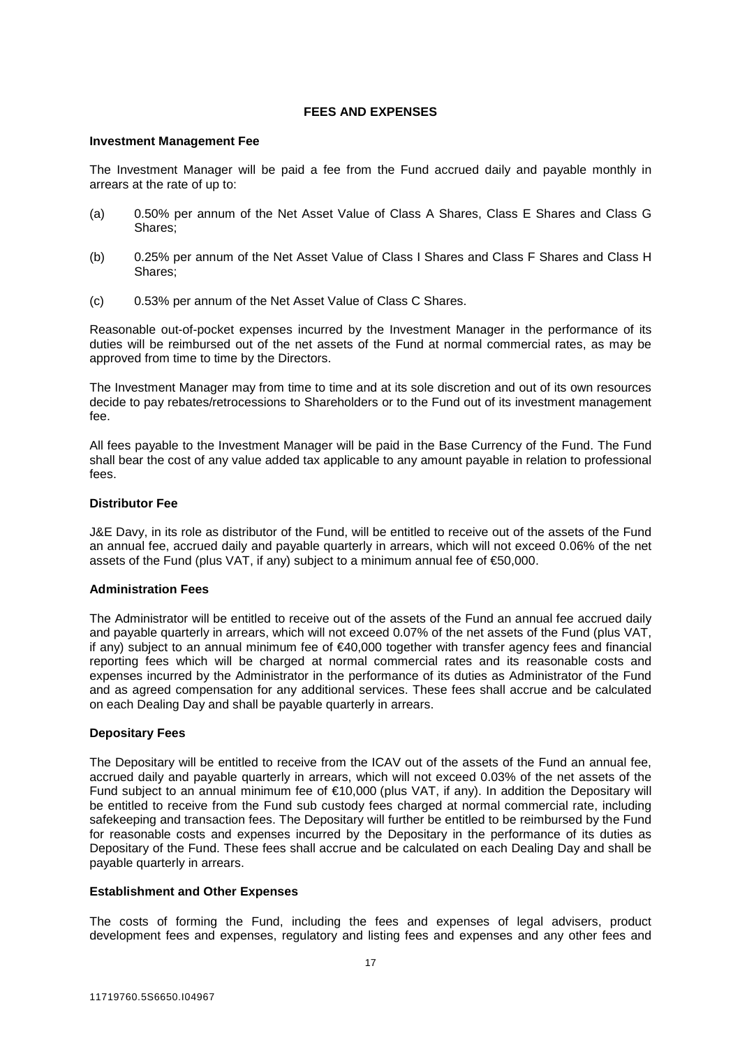## FEES AND EXPENSES

**Investment Management Fee**

The Investment Manager will be paid a fee from the Fund accrued daily and payable monthly in arrears at the rate of up to:

(a) 0.50% per annum of the Net Asset Value of Class A Shares, Class E Shares and Class G Shares;

(b) 0.25% per annum of the Net Asset Value of Class I Shares and Class F Shares and Class H Shares;

(c) 0.53% per annum of the Net Asset Value of Class C Shares.

Reasonable out-of-pocket expenses incurred by the Investment Manager in the performance of its duties will be reimbursed out of the net assets of the Fund at normal commercial rates, as may be approved from time to time by the Directors.

The Investment Manager may from time to time and at its sole discretion and out of its own resources decide to pay rebates/retrocessions to Shareholders or to the Fund out of its investment management fee.

All fees payable to the Investment Manager will be paid in the Base Currency of the Fund. The Fund shall bear the cost of any value added tax applicable to any amount payable in relation to professional fees.

**Distributor Fee**

J&E Davy, in its role as distributor of the Fund, will be entitled to receive out of the assets of the Fund an annual fee, accrued daily and payable quarterly in arrears, which will not exceed 0.06% of the net assets of the Fund (plus VAT, if any) subject to a minimum annual fee of €50,000.

**Administration Fees**

The Administrator will be entitled to receive out of the assets of the Fund an annual fee accrued daily and payable quarterly in arrears, which will not exceed 0.07% of the net assets of the Fund (plus VAT, if any) subject to an annual minimum fee of €40,000 together with transfer agency fees and financial reporting fees which will be charged at normal commercial rates and its reasonable costs and expenses incurred by the Administrator in the performance of its duties as Administrator of the Fund and as agreed compensation for any additional services. These fees shall accrue and be calculated on each Dealing Day and shall be payable quarterly in arrears.

**Depositary Fees**

The Depositary will be entitled to receive from the ICAV out of the assets of the Fund an annual fee, accrued daily and payable quarterly in arrears, which will not exceed 0.03% of the net assets of the Fund subject to an annual minimum fee of €10,000 (plus VAT, if any). In addition the Depositary will be entitled to receive from the Fund sub custody fees charged at normal commercial rate, including safekeeping and transaction fees. The Depositary will further be entitled to be reimbursed by the Fund for reasonable costs and expenses incurred by the Depositary in the performance of its duties as Depositary of the Fund. These fees shall accrue and be calculated on each Dealing Day and shall be payable quarterly in arrears.

**Establishment and Other Expenses**

The costs of forming the Fund, including the fees and expenses of legal advisers, product development fees and expenses, regulatory and listing fees and expenses and any other fees and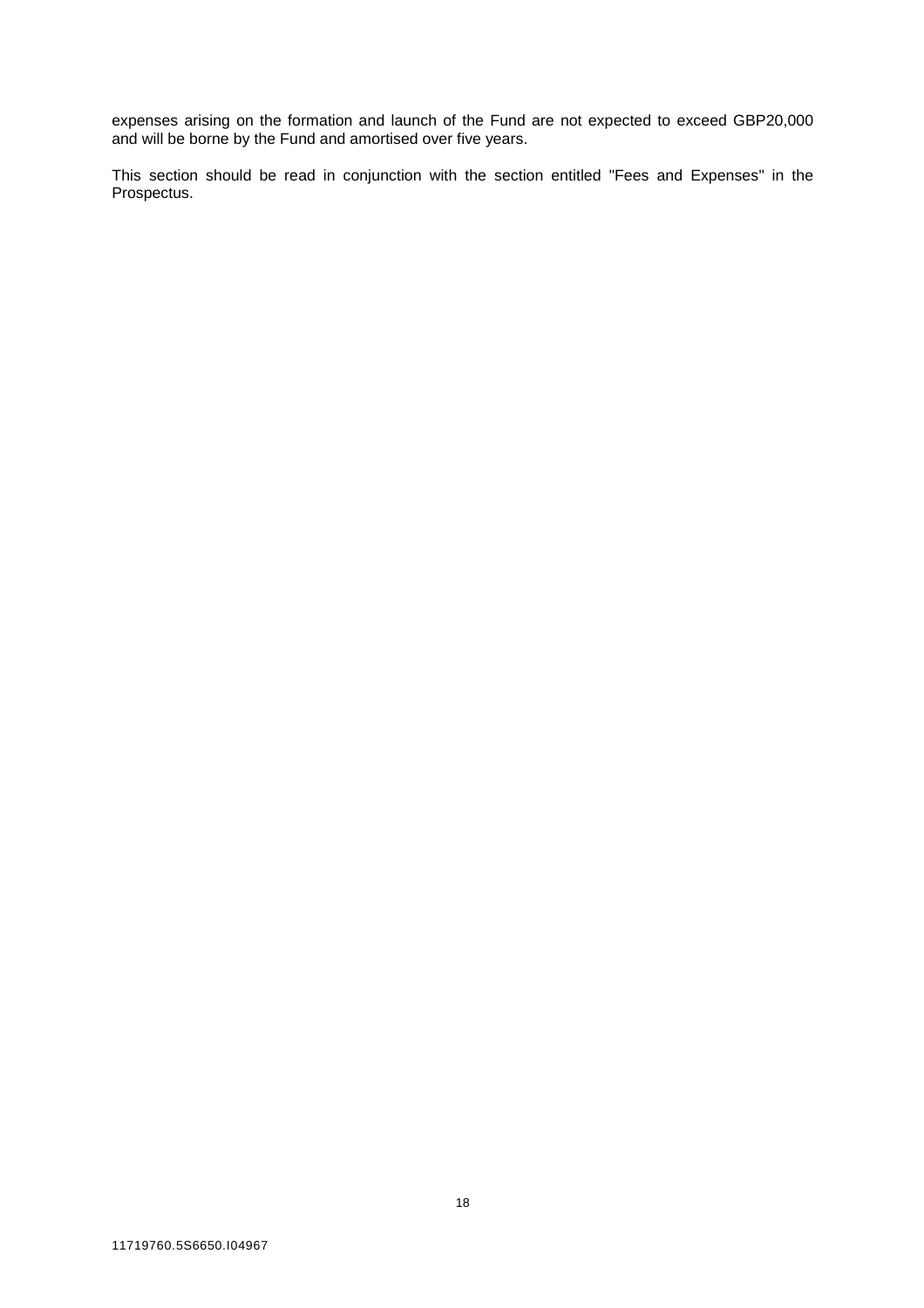expenses arising on the formation and launch of the Fund are not expected to exceed GBP20,000 and will be borne by the Fund and amortised over five years.

This section should be read in conjunction with the section entitled "Fees and Expenses" in the Prospectus.